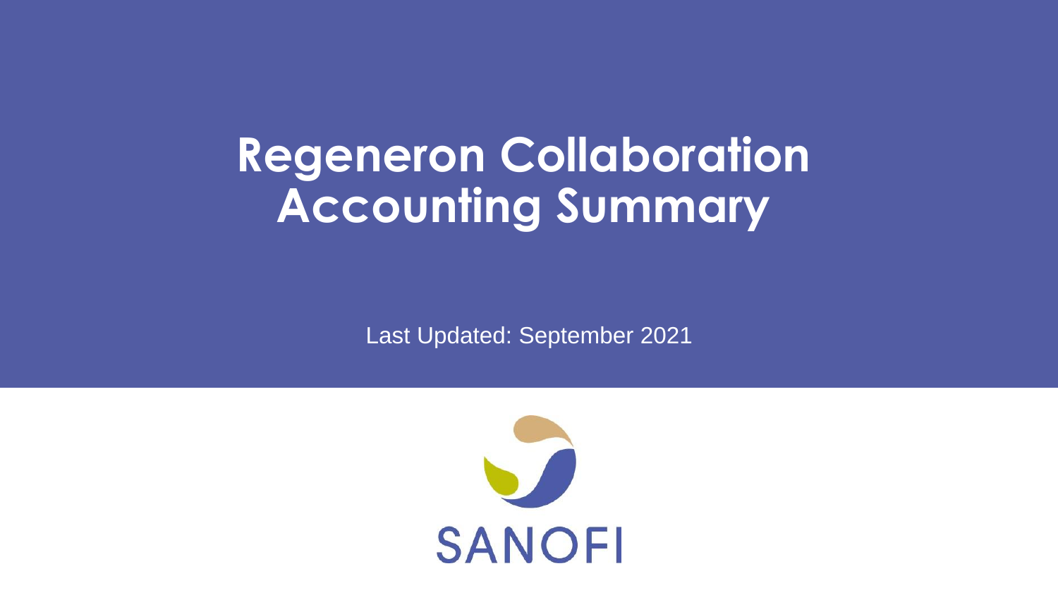# Regeneron Collaboration Accounting Summary

Last Updated: September 2021

SANOFI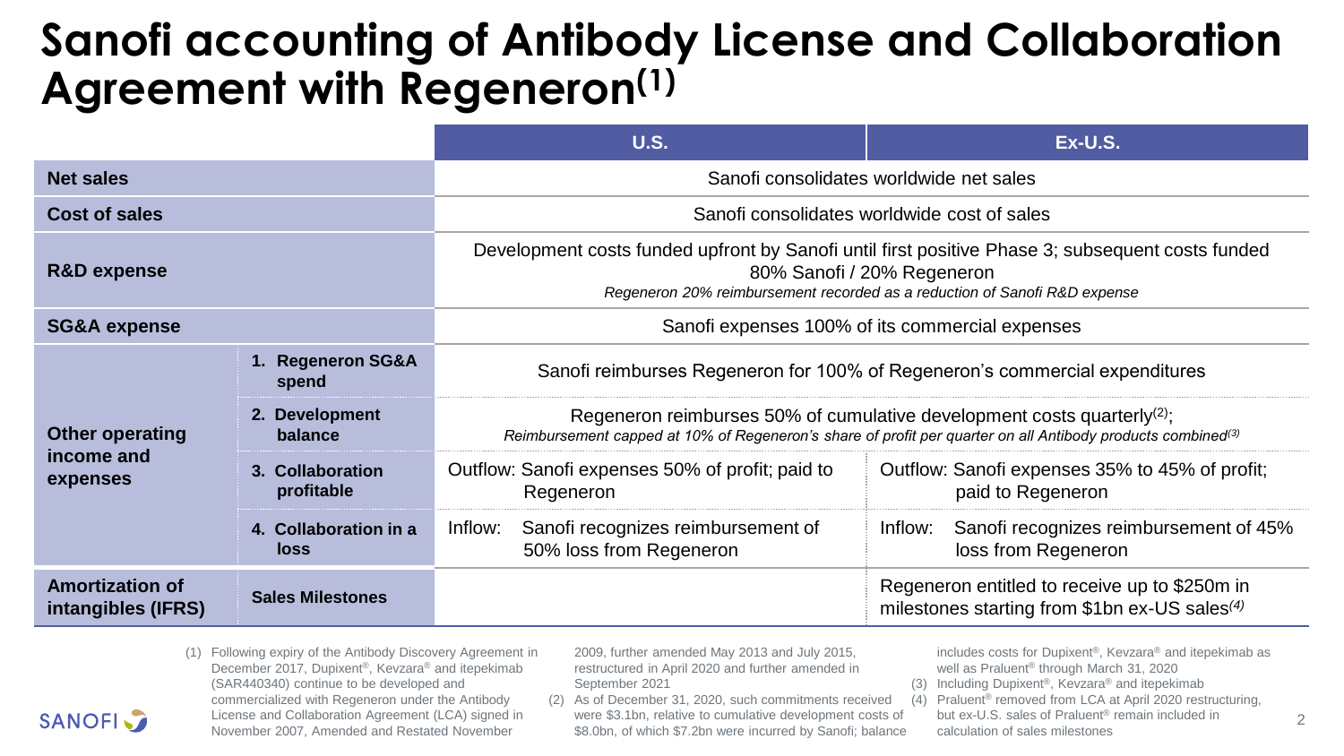# Sanofi accounting of Antibody License and Collaboration Agreement with Regeneron[1]

| | | U.S. | Ex-U.S. |
|---|---|---|---|
| **Net sales** | | Sanofi consolidates worldwide net sales | |
| **Cost of sales** | | Sanofi consolidates worldwide cost of sales | |
| **R&D expense** | | Development costs funded upfront by Sanofi until first positive Phase 3; subsequent costs funded 80% Sanofi / 20% Regeneron *Regeneron 20% reimbursement recorded as a reduction of Sanofi R&D expense* | |
| **SG&A expense** | | Sanofi expenses 100% of its commercial expenses | |
| **Other operating income and expenses** | **1. Regeneron SG&A spend** | Sanofi reimburses Regeneron for 100% of Regeneron's commercial expenditures | |
| | **2. Development balance** | Regeneron reimburses 50% of cumulative development costs quarterly[2]; *Reimbursement capped at 10% of Regeneron's share of profit per quarter on all Antibody products combined[3]* | |
| | **3. Collaboration profitable** | Outflow: Sanofi expenses 50% of profit; paid to Regeneron | Outflow: Sanofi expenses 35% to 45% of profit; paid to Regeneron |
| | **4. Collaboration in a loss** | Inflow: Sanofi recognizes reimbursement of 50% loss from Regeneron | Inflow: Sanofi recognizes reimbursement of 45% loss from Regeneron |
| **Amortization of intangibles (IFRS)** | **Sales Milestones** | | Regeneron entitled to receive up to \$250m in milestones starting from \$1bn ex-US sales[4] |

(1) Following expiry of the Antibody Discovery Agreement in December 2017, Dupixent®, Kevzara® and itepekimab (SAR440340) continue to be developed and commercialized with Regeneron under the Antibody License and Collaboration Agreement (LCA) signed in November 2007, Amended and Restated November 2009, further amended May 2013 and July 2015, restructured in April 2020 and further amended in September 2021

(2) As of December 31, 2020, such commitments received were \$3.1bn, relative to cumulative development costs of \$8.0bn, of which \$7.2bn were incurred by Sanofi; balance includes costs for Dupixent®, Kevzara® and itepekimab as well as Praluent® through March 31, 2020

(3) Including Dupixent®, Kevzara® and itepekimab

(4) Praluent® removed from LCA at April 2020 restructuring, but ex-U.S. sales of Praluent® remain included in calculation of sales milestones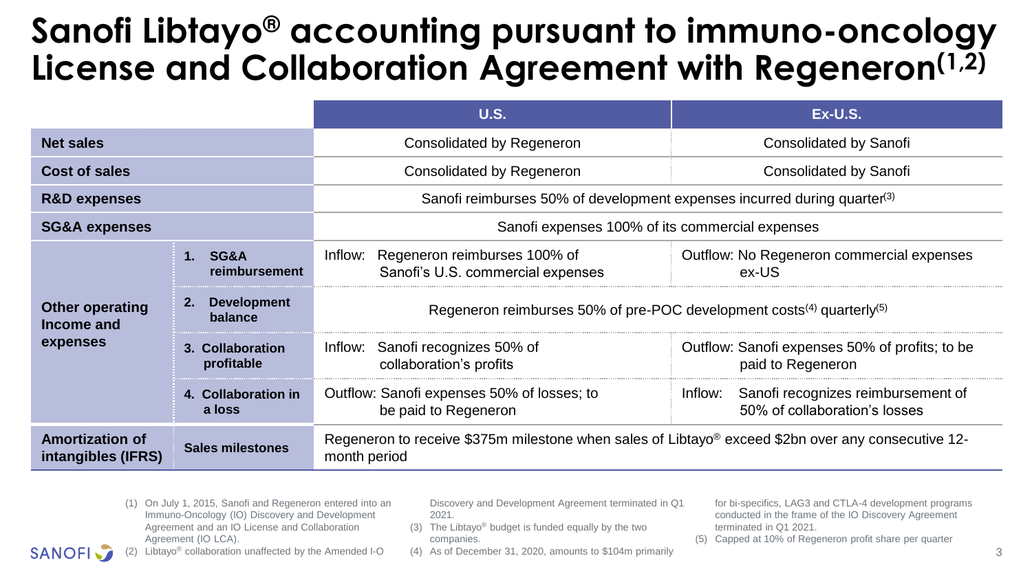# Sanofi Libtayo® accounting pursuant to immuno-oncology License and Collaboration Agreement with Regeneron[1,2]

| | | U.S. | Ex-U.S. |
|---|---|---|---|
| **Net sales** | | Consolidated by Regeneron | Consolidated by Sanofi |
| **Cost of sales** | | Consolidated by Regeneron | Consolidated by Sanofi |
| **R&D expenses** | | Sanofi reimburses 50% of development expenses incurred during quarter[3] | |
| **SG&A expenses** | | Sanofi expenses 100% of its commercial expenses | |
| **Other operating Income and expenses** | **1. SG&A reimbursement** | Inflow: Regeneron reimburses 100% of Sanofi's U.S. commercial expenses | Outflow: No Regeneron commercial expenses ex-US |
| | **2. Development balance** | Regeneron reimburses 50% of pre-POC development costs[4] quarterly[5] | |
| | **3. Collaboration profitable** | Inflow: Sanofi recognizes 50% of collaboration's profits | Outflow: Sanofi expenses 50% of profits; to be paid to Regeneron |
| | **4. Collaboration in a loss** | Outflow: Sanofi expenses 50% of losses; to be paid to Regeneron | Inflow: Sanofi recognizes reimbursement of 50% of collaboration's losses |
| **Amortization of intangibles (IFRS)** | **Sales milestones** | Regeneron to receive $375m milestone when sales of Libtayo® exceed $2bn over any consecutive 12-month period | |

(1) On July 1, 2015, Sanofi and Regeneron entered into an Immuno-Oncology (IO) Discovery and Development Agreement and an IO License and Collaboration Agreement (IO LCA).
(2) Libtayo® collaboration unaffected by the Amended I-O Discovery and Development Agreement terminated in Q1 2021.
(3) The Libtayo® budget is funded equally by the two companies.
(4) As of December 31, 2020, amounts to $104m primarily for bi-specifics, LAG3 and CTLA-4 development programs conducted in the frame of the IO Discovery Agreement terminated in Q1 2021.
(5) Capped at 10% of Regeneron profit share per quarter